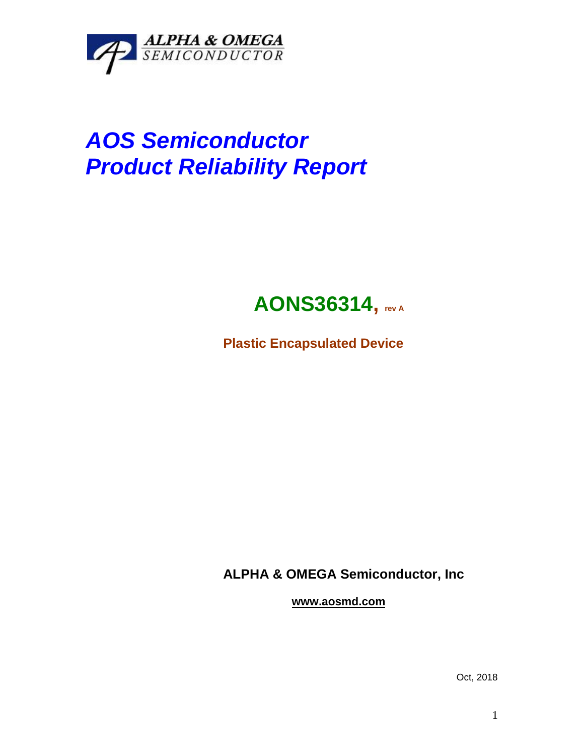ALPHA & OMEGA
SEMICONDUCTOR

# *AOS Semiconductor*
# *Product Reliability Report*

## AONS36314, rev A

**Plastic Encapsulated Device**

**ALPHA & OMEGA Semiconductor, Inc**

**www.aosmd.com**

Oct, 2018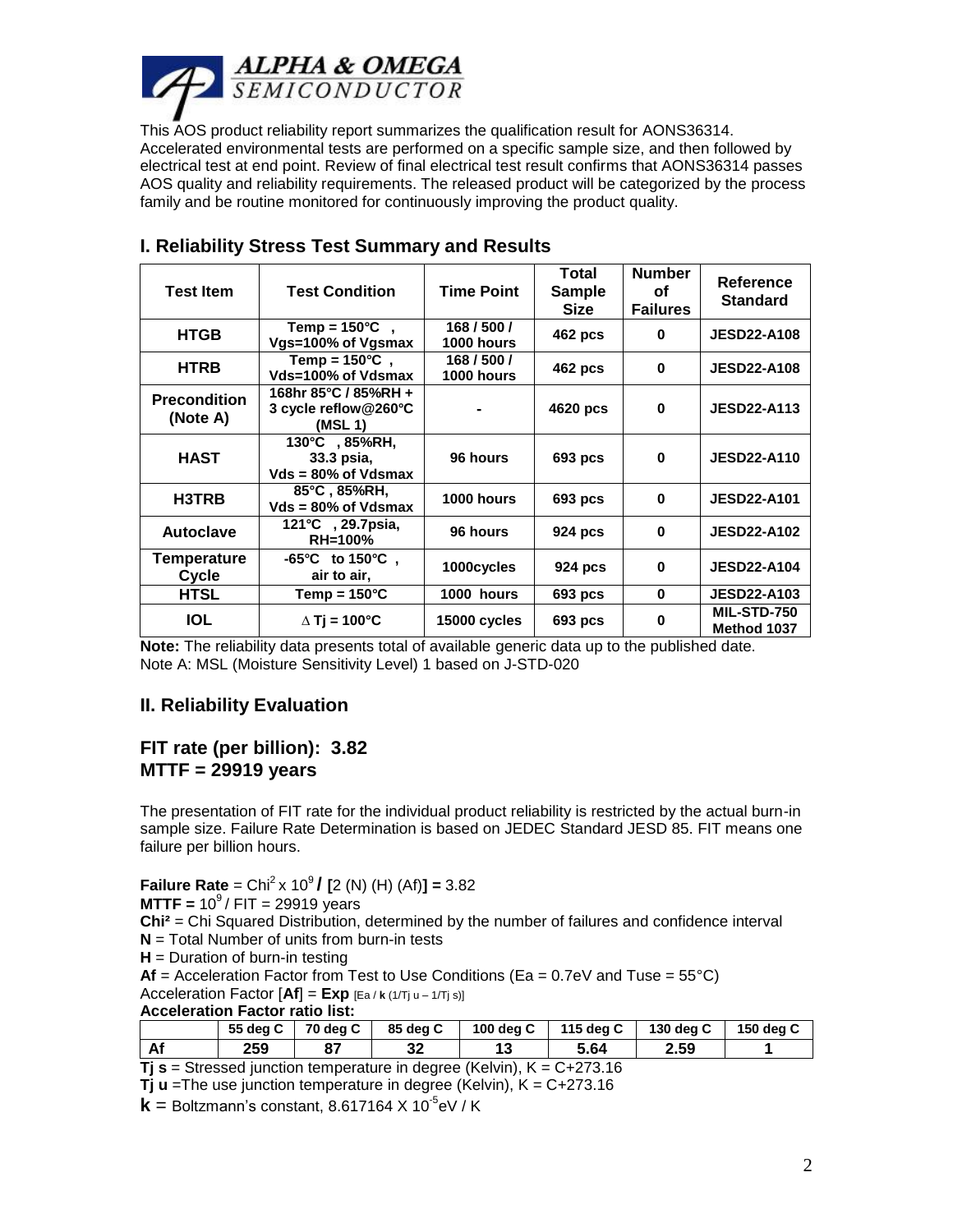ALPHA & OMEGA SEMICONDUCTOR

This AOS product reliability report summarizes the qualification result for AONS36314. Accelerated environmental tests are performed on a specific sample size, and then followed by electrical test at end point. Review of final electrical test result confirms that AONS36314 passes AOS quality and reliability requirements. The released product will be categorized by the process family and be routine monitored for continuously improving the product quality.

## I. Reliability Stress Test Summary and Results

| Test Item | Test Condition | Time Point | Total Sample Size | Number of Failures | Reference Standard |
|---|---|---|---|---|---|
| HTGB | Temp = 150°C , Vgs=100% of Vgsmax | 168 / 500 / 1000 hours | 462 pcs | 0 | JESD22-A108 |
| HTRB | Temp = 150°C , Vds=100% of Vdsmax | 168 / 500 / 1000 hours | 462 pcs | 0 | JESD22-A108 |
| Precondition (Note A) | 168hr 85°C / 85%RH + 3 cycle reflow@260°C (MSL 1) | - | 4620 pcs | 0 | JESD22-A113 |
| HAST | 130°C , 85%RH, 33.3 psia, Vds = 80% of Vdsmax | 96 hours | 693 pcs | 0 | JESD22-A110 |
| H3TRB | 85°C , 85%RH, Vds = 80% of Vdsmax | 1000 hours | 693 pcs | 0 | JESD22-A101 |
| Autoclave | 121°C , 29.7psia, RH=100% | 96 hours | 924 pcs | 0 | JESD22-A102 |
| Temperature Cycle | -65°C to 150°C , air to air, | 1000cycles | 924 pcs | 0 | JESD22-A104 |
| HTSL | Temp = 150°C | 1000 hours | 693 pcs | 0 | JESD22-A103 |
| IOL | $\Delta$ Tj = 100°C | 15000 cycles | 693 pcs | 0 | MIL-STD-750 Method 1037 |

**Note:** The reliability data presents total of available generic data up to the published date.
Note A: MSL (Moisture Sensitivity Level) 1 based on J-STD-020

## II. Reliability Evaluation

### FIT rate (per billion): 3.82
### MTTF = 29919 years

The presentation of FIT rate for the individual product reliability is restricted by the actual burn-in sample size. Failure Rate Determination is based on JEDEC Standard JESD 85. FIT means one failure per billion hours.

**Failure Rate** = $Chi^2 \times 10^9$ **/ [**2 (N) (H) (Af)**] =** 3.82

**MTTF =** $10^9$ / FIT = 29919 years

**Chi²** = Chi Squared Distribution, determined by the number of failures and confidence interval

**N** = Total Number of units from burn-in tests

**H** = Duration of burn-in testing

**Af** = Acceleration Factor from Test to Use Conditions (Ea = 0.7eV and Tuse = 55°C)

Acceleration Factor [**Af**] = **Exp** [Ea / **k** (1/Tj u – 1/Tj s)]

**Acceleration Factor ratio list:**

| | 55 deg C | 70 deg C | 85 deg C | 100 deg C | 115 deg C | 130 deg C | 150 deg C |
|---|---|---|---|---|---|---|---|
| Af | 259 | 87 | 32 | 13 | 5.64 | 2.59 | 1 |

**Tj s** = Stressed junction temperature in degree (Kelvin), K = C+273.16

**Tj u** =The use junction temperature in degree (Kelvin), K = C+273.16

**k** = Boltzmann's constant, 8.617164 X $10^{-5}$eV / K